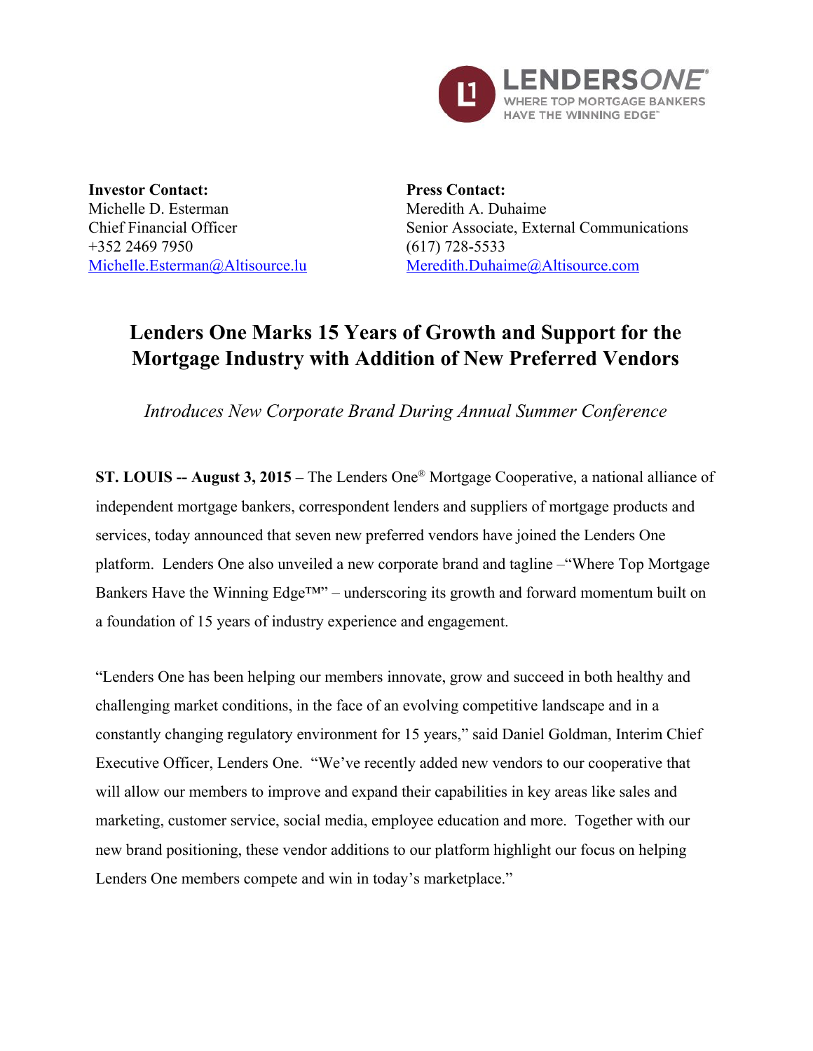**Investor Contact:**
Michelle D. Esterman
Chief Financial Officer
+352 2469 7950
Michelle.Esterman@Altisource.lu

**Press Contact:**
Meredith A. Duhaime
Senior Associate, External Communications
(617) 728-5533
Meredith.Duhaime@Altisource.com

# Lenders One Marks 15 Years of Growth and Support for the Mortgage Industry with Addition of New Preferred Vendors

*Introduces New Corporate Brand During Annual Summer Conference*

**ST. LOUIS -- August 3, 2015 –** The Lenders One® Mortgage Cooperative, a national alliance of independent mortgage bankers, correspondent lenders and suppliers of mortgage products and services, today announced that seven new preferred vendors have joined the Lenders One platform. Lenders One also unveiled a new corporate brand and tagline –"Where Top Mortgage Bankers Have the Winning Edge™" – underscoring its growth and forward momentum built on a foundation of 15 years of industry experience and engagement.

"Lenders One has been helping our members innovate, grow and succeed in both healthy and challenging market conditions, in the face of an evolving competitive landscape and in a constantly changing regulatory environment for 15 years," said Daniel Goldman, Interim Chief Executive Officer, Lenders One. "We've recently added new vendors to our cooperative that will allow our members to improve and expand their capabilities in key areas like sales and marketing, customer service, social media, employee education and more. Together with our new brand positioning, these vendor additions to our platform highlight our focus on helping Lenders One members compete and win in today's marketplace."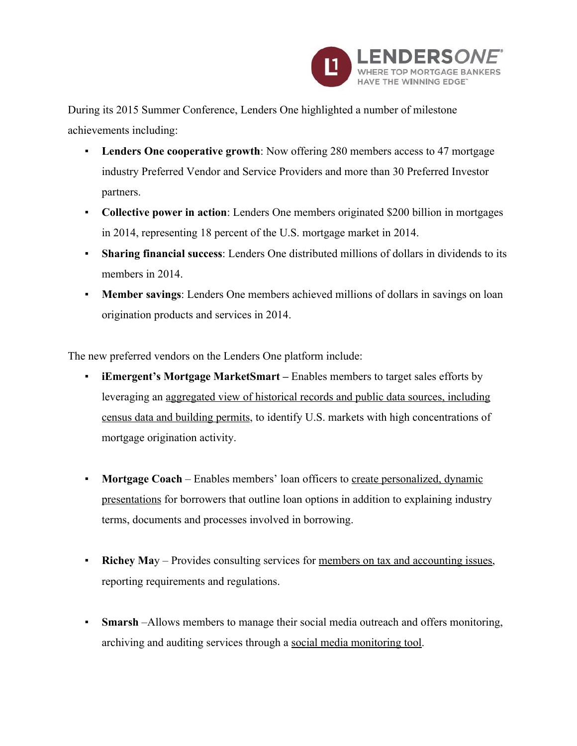During its 2015 Summer Conference, Lenders One highlighted a number of milestone achievements including:

- **Lenders One cooperative growth**: Now offering 280 members access to 47 mortgage industry Preferred Vendor and Service Providers and more than 30 Preferred Investor partners.
- **Collective power in action**: Lenders One members originated $200 billion in mortgages in 2014, representing 18 percent of the U.S. mortgage market in 2014.
- **Sharing financial success**: Lenders One distributed millions of dollars in dividends to its members in 2014.
- **Member savings**: Lenders One members achieved millions of dollars in savings on loan origination products and services in 2014.

The new preferred vendors on the Lenders One platform include:

- **iEmergent's Mortgage MarketSmart –** Enables members to target sales efforts by leveraging an aggregated view of historical records and public data sources, including census data and building permits, to identify U.S. markets with high concentrations of mortgage origination activity.

- **Mortgage Coach** – Enables members' loan officers to create personalized, dynamic presentations for borrowers that outline loan options in addition to explaining industry terms, documents and processes involved in borrowing.

- **Richey May** – Provides consulting services for members on tax and accounting issues, reporting requirements and regulations.

- **Smarsh** –Allows members to manage their social media outreach and offers monitoring, archiving and auditing services through a social media monitoring tool.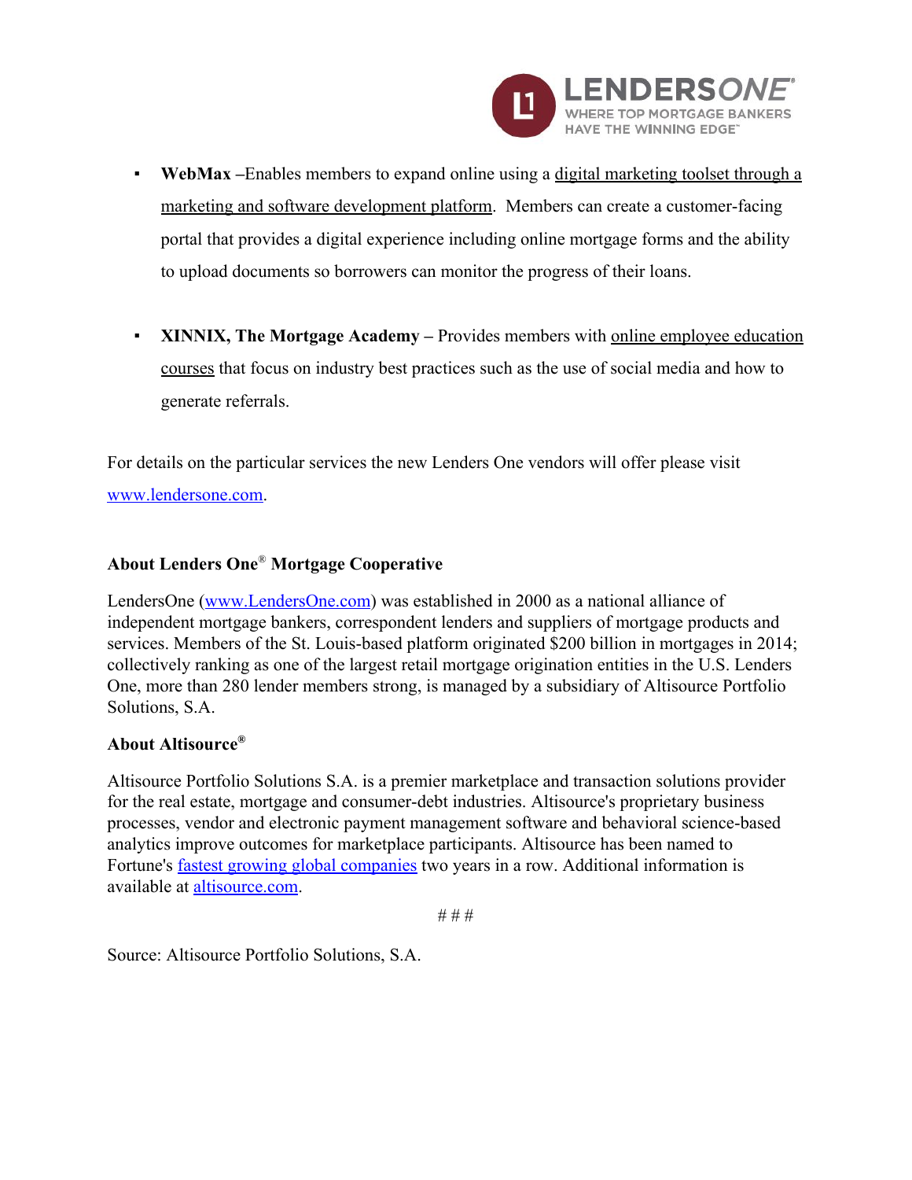- **WebMax** –Enables members to expand online using a digital marketing toolset through a marketing and software development platform. Members can create a customer-facing portal that provides a digital experience including online mortgage forms and the ability to upload documents so borrowers can monitor the progress of their loans.

- **XINNIX, The Mortgage Academy** – Provides members with online employee education courses that focus on industry best practices such as the use of social media and how to generate referrals.

For details on the particular services the new Lenders One vendors will offer please visit www.lendersone.com.

**About Lenders One® Mortgage Cooperative**

LendersOne (www.LendersOne.com) was established in 2000 as a national alliance of independent mortgage bankers, correspondent lenders and suppliers of mortgage products and services. Members of the St. Louis-based platform originated $200 billion in mortgages in 2014; collectively ranking as one of the largest retail mortgage origination entities in the U.S. Lenders One, more than 280 lender members strong, is managed by a subsidiary of Altisource Portfolio Solutions, S.A.

**About Altisource®**

Altisource Portfolio Solutions S.A. is a premier marketplace and transaction solutions provider for the real estate, mortgage and consumer-debt industries. Altisource's proprietary business processes, vendor and electronic payment management software and behavioral science-based analytics improve outcomes for marketplace participants. Altisource has been named to Fortune's fastest growing global companies two years in a row. Additional information is available at altisource.com.

# # #

Source: Altisource Portfolio Solutions, S.A.